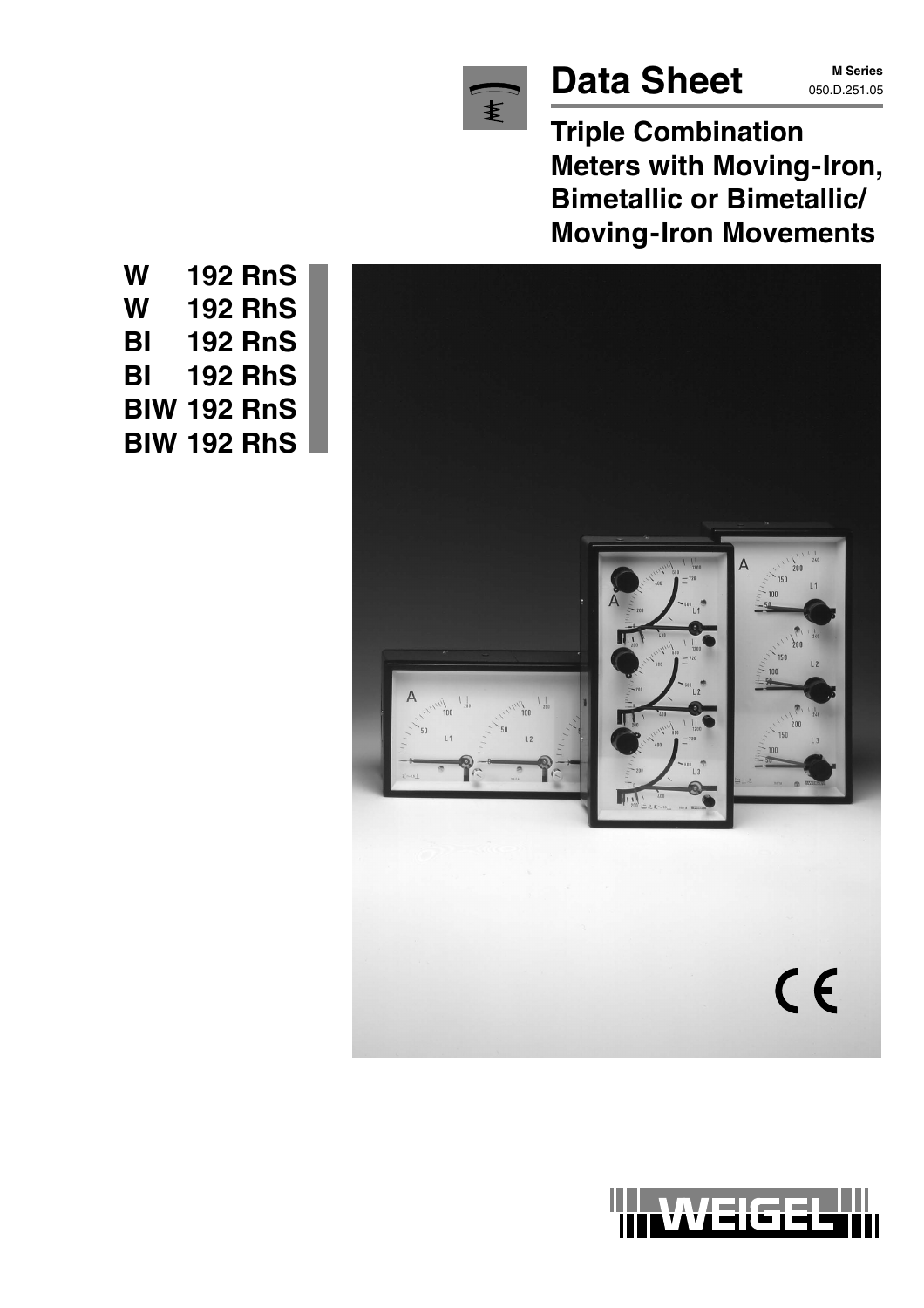# Data Sheet

**M Series**
050.D.251.05

## Triple Combination Meters with Moving-Iron, Bimetallic or Bimetallic/ Moving-Iron Movements

**W 192 RnS**
**W 192 RhS**
**BI 192 RnS**
**BI 192 RhS**
**BIW 192 RnS**
**BIW 192 RhS**

WEIGEL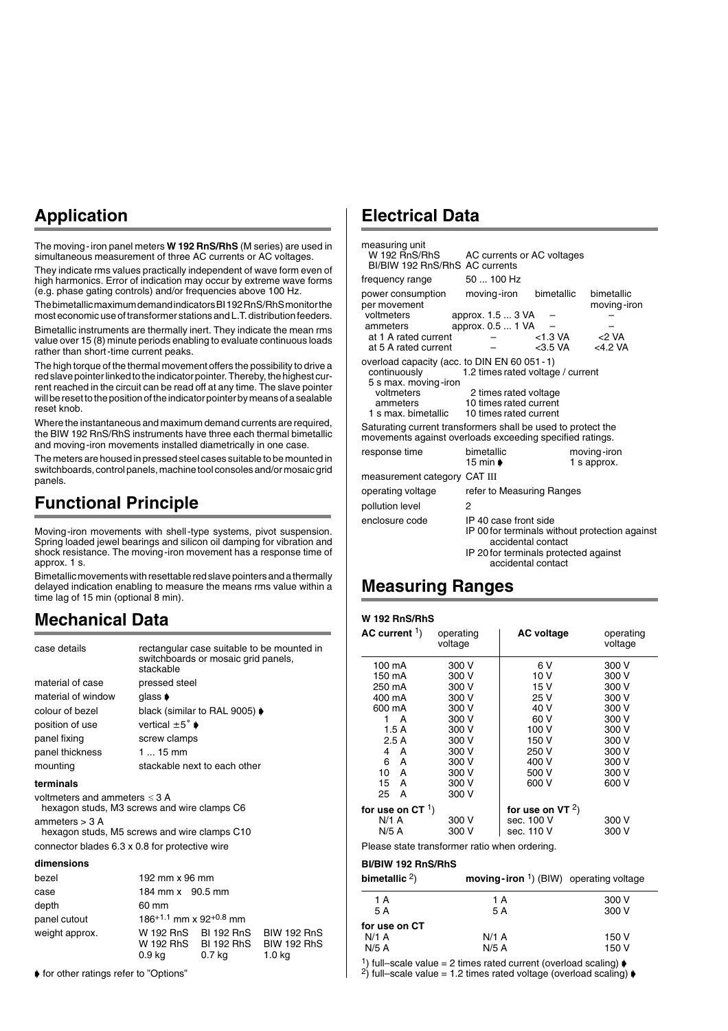## Application

The moving-iron panel meters **W 192 RnS/RhS** (M series) are used in simultaneous measurement of three AC currents or AC voltages.

They indicate rms values practically independent of wave form even of high harmonics. Error of indication may occur by extreme wave forms (e.g. phase gating controls) and/or frequencies above 100 Hz.

The bimetallic maximum demand indicators BI 192 RnS/RhS monitor the most economic use of transformer stations and L.T. distribution feeders.

Bimetallic instruments are thermally inert. They indicate the mean rms value over 15 (8) minute periods enabling to evaluate continuous loads rather than short-time current peaks.

The high torque of the thermal movement offers the possibility to drive a red slave pointer linked to the indicator pointer. Thereby, the highest current reached in the circuit can be read off at any time. The slave pointer will be reset to the position of the indicator pointer by means of a sealable reset knob.

Where the instantaneous and maximum demand currents are required, the BIW 192 RnS/RhS instruments have three each thermal bimetallic and moving-iron movements installed diametrically in one case.

The meters are housed in pressed steel cases suitable to be mounted in switchboards, control panels, machine tool consoles and/or mosaic grid panels.

## Functional Principle

Moving-iron movements with shell-type systems, pivot suspension. Spring loaded jewel bearings and silicon oil damping for vibration and shock resistance. The moving-iron movement has a response time of approx. 1 s.

Bimetallic movements with resettable red slave pointers and a thermally delayed indication enabling to measure the means rms value within a time lag of 15 min (optional 8 min).

## Mechanical Data

| | |
|---|---|
| case details | rectangular case suitable to be mounted in switchboards or mosaic grid panels, stackable |
| material of case | pressed steel |
| material of window | glass ➧ |
| colour of bezel | black (similar to RAL 9005) ➧ |
| position of use | vertical ±5° ➧ |
| panel fixing | screw clamps |
| panel thickness | 1 ... 15 mm |
| mounting | stackable next to each other |

**terminals**

voltmeters and ammeters ≤ 3 A
hexagon studs, M3 screws and wire clamps C6

ammeters > 3 A
hexagon studs, M5 screws and wire clamps C10

connector blades 6.3 x 0.8 for protective wire

**dimensions**

| | | | |
|---|---|---|---|
| bezel | 192 mm x 96 mm | | |
| case | 184 mm x 90.5 mm | | |
| depth | 60 mm | | |
| panel cutout | $186^{+1.1}$ mm x $92^{+0.8}$ mm | | |
| weight approx. | W 192 RnS<br>W 192 RhS<br>0.9 kg | BI 192 RnS<br>BI 192 RhS<br>0.7 kg | BIW 192 RnS<br>BIW 192 RhS<br>1.0 kg |

➧ for other ratings refer to "Options"

## Electrical Data

| | | | |
|---|---|---|---|
| measuring unit | | | |
| W 192 RnS/RhS | AC currents or AC voltages | | |
| BI/BIW 192 RnS/RhS | AC currents | | |
| frequency range | 50 ... 100 Hz | | |
| power consumption per movement | moving-iron | bimetallic | bimetallic moving-iron |
| voltmeters | approx. 1.5 ... 3 VA | – | – |
| ammeters | approx. 0.5 ... 1 VA | – | – |
| at 1 A rated current | – | <1.3 VA | <2 VA |
| at 5 A rated current | – | <3.5 VA | <4.2 VA |

overload capacity (acc. to DIN EN 60 051-1)

| | |
|---|---|
| continuously | 1.2 times rated voltage / current |
| 5 s max. moving-iron | |
| voltmeters | 2 times rated voltage |
| ammeters | 10 times rated current |
| 1 s max. bimetallic | 10 times rated current |

Saturating current transformers shall be used to protect the movements against overloads exceeding specified ratings.

| | | |
|---|---|---|
| response time | bimetallic<br>15 min ➧ | moving-iron<br>1 s approx. |
| measurement category | CAT III | |
| operating voltage | refer to Measuring Ranges | |
| pollution level | 2 | |
| enclosure code | IP 40 case front side<br>IP 00 for terminals without protection against accidental contact<br>IP 20 for terminals protected against accidental contact | |

## Measuring Ranges

**W 192 RnS/RhS**

| AC current [1]) | operating voltage | AC voltage | operating voltage |
|---|---|---|---|
| 100 mA | 300 V | 6 V | 300 V |
| 150 mA | 300 V | 10 V | 300 V |
| 250 mA | 300 V | 15 V | 300 V |
| 400 mA | 300 V | 25 V | 300 V |
| 600 mA | 300 V | 40 V | 300 V |
| 1 A | 300 V | 60 V | 300 V |
| 1.5 A | 300 V | 100 V | 300 V |
| 2.5 A | 300 V | 150 V | 300 V |
| 4 A | 300 V | 250 V | 300 V |
| 6 A | 300 V | 400 V | 300 V |
| 10 A | 300 V | 500 V | 300 V |
| 15 A | 300 V | 600 V | 600 V |
| 25 A | 300 V | | |
| **for use on CT** [1]) | | **for use on VT** [2]) | |
| N/1 A | 300 V | sec. 100 V | 300 V |
| N/5 A | 300 V | sec. 110 V | 300 V |

Please state transformer ratio when ordering.

**BI/BIW 192 RnS/RhS**

| bimetallic [2]) | moving-iron [1]) (BIW) | operating voltage |
|---|---|---|
| 1 A | 1 A | 300 V |
| 5 A | 5 A | 300 V |
| **for use on CT** | | |
| N/1 A | N/1 A | 150 V |
| N/5 A | N/5 A | 150 V |

[1]) full–scale value = 2 times rated current (overload scaling) ➧
[2]) full–scale value = 1.2 times rated voltage (overload scaling) ➧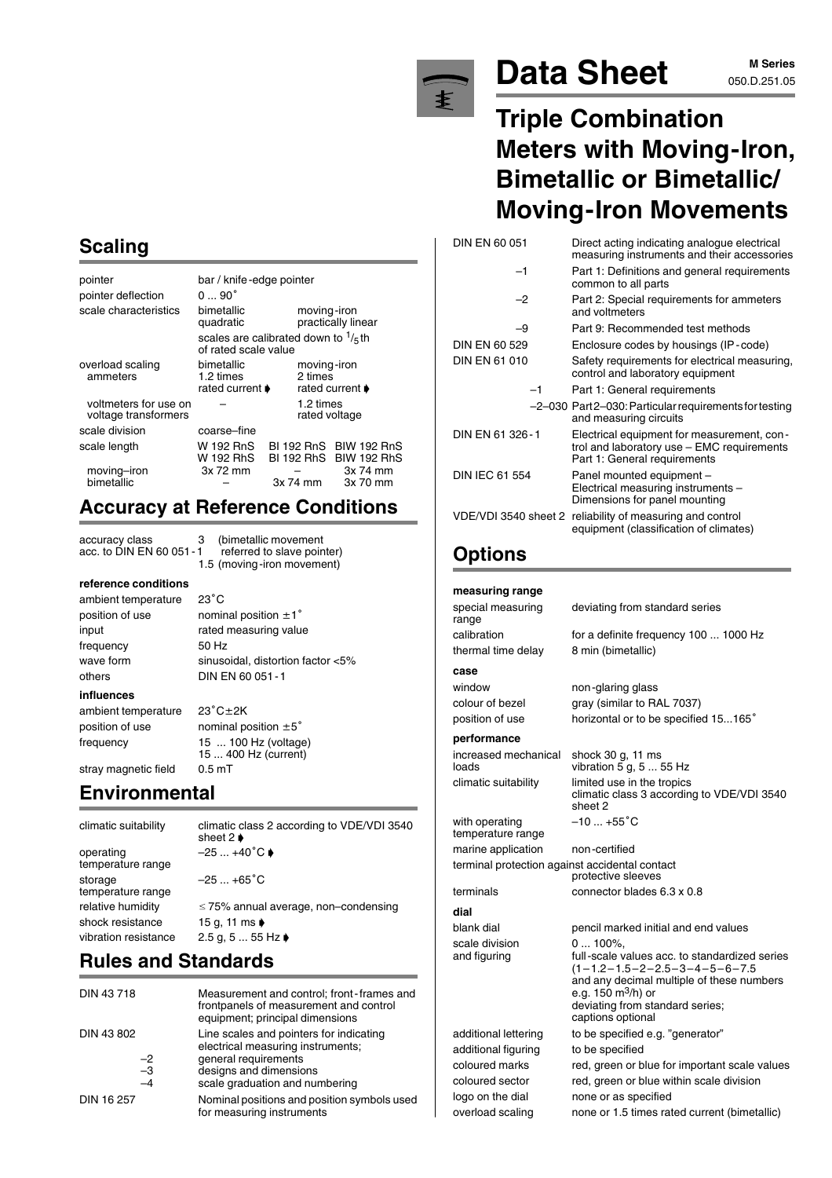# Data Sheet

**M Series**
050.D.251.05

## Triple Combination Meters with Moving-Iron, Bimetallic or Bimetallic/ Moving-Iron Movements

## Scaling

| | | | |
|---|---|---|---|
| pointer | bar / knife-edge pointer | | |
| pointer deflection | 0 ... 90˚ | | |
| scale characteristics | bimetallic<br>quadratic | moving-iron<br>practically linear | |
| | scales are calibrated down to $^1/_5$th of rated scale value | | |
| overload scaling<br>ammeters | bimetallic<br>1.2 times<br>rated current ➧ | moving-iron<br>2 times<br>rated current ➧ | |
| voltmeters for use on voltage transformers | – | 1.2 times<br>rated voltage | |
| scale division | coarse–fine | | |
| scale length | W 192 RnS<br>W 192 RhS | BI 192 RnS<br>BI 192 RhS | BIW 192 RnS<br>BIW 192 RhS |
| moving–iron | 3x 72 mm | – | 3x 74 mm |
| bimetallic | – | 3x 74 mm | 3x 70 mm |

## Accuracy at Reference Conditions

| | |
|---|---|
| accuracy class<br>acc. to DIN EN 60 051 - 1 | 3 (bimetallic movement referred to slave pointer)<br>1.5 (moving-iron movement) |

**reference conditions**

| | |
|---|---|
| ambient temperature | 23˚C |
| position of use | nominal position ±1˚ |
| input | rated measuring value |
| frequency | 50 Hz |
| wave form | sinusoidal, distortion factor <5% |
| others | DIN EN 60 051 - 1 |

**influences**

| | |
|---|---|
| ambient temperature | 23˚C±2K |
| position of use | nominal position ±5˚ |
| frequency | 15 ... 100 Hz (voltage)<br>15 ... 400 Hz (current) |
| stray magnetic field | 0.5 mT |

## Environmental

| | |
|---|---|
| climatic suitability | climatic class 2 according to VDE/VDI 3540 sheet 2 ➧ |
| operating temperature range | –25 ... +40˚C ➧ |
| storage temperature range | –25 ... +65˚C |
| relative humidity | ≤ 75% annual average, non–condensing |
| shock resistance | 15 g, 11 ms ➧ |
| vibration resistance | 2.5 g, 5 ... 55 Hz ➧ |

## Rules and Standards

| | |
|---|---|
| DIN 43 718 | Measurement and control; front-frames and frontpanels of measurement and control equipment; principal dimensions |
| DIN 43 802 | Line scales and pointers for indicating electrical measuring instruments; |
| –2 | general requirements |
| –3 | designs and dimensions |
| –4 | scale graduation and numbering |
| DIN 16 257 | Nominal positions and position symbols used for measuring instruments |
| DIN EN 60 051 | Direct acting indicating analogue electrical measuring instruments and their accessories |
| –1 | Part 1: Definitions and general requirements common to all parts |
| –2 | Part 2: Special requirements for ammeters and voltmeters |
| –9 | Part 9: Recommended test methods |
| DIN EN 60 529 | Enclosure codes by housings (IP-code) |
| DIN EN 61 010 | Safety requirements for electrical measuring, control and laboratory equipment |
| –1 | Part 1: General requirements |
| –2–030 | Part 2–030: Particular requirements for testing and measuring circuits |
| DIN EN 61 326 - 1 | Electrical equipment for measurement, control and laboratory use – EMC requirements Part 1: General requirements |
| DIN IEC 61 554 | Panel mounted equipment – Electrical measuring instruments – Dimensions for panel mounting |
| VDE/VDI 3540 sheet 2 | reliability of measuring and control equipment (classification of climates) |

## Options

**measuring range**

| | |
|---|---|
| special measuring range | deviating from standard series |
| calibration | for a definite frequency 100 ... 1000 Hz |
| thermal time delay | 8 min (bimetallic) |

**case**

| | |
|---|---|
| window | non-glaring glass |
| colour of bezel | gray (similar to RAL 7037) |
| position of use | horizontal or to be specified 15...165˚ |

**performance**

| | |
|---|---|
| increased mechanical loads | shock 30 g, 11 ms<br>vibration 5 g, 5 ... 55 Hz |
| climatic suitability | limited use in the tropics<br>climatic class 3 according to VDE/VDI 3540 sheet 2 |
| with operating temperature range | –10 ... +55˚C |
| marine application | non-certified |
| terminal protection against accidental contact | protective sleeves |
| terminals | connector blades 6.3 x 0.8 |

**dial**

| | |
|---|---|
| blank dial | pencil marked initial and end values |
| scale division and figuring | 0 ... 100%,<br>full-scale values acc. to standardized series (1–1.2–1.5–2–2.5–3–4–5–6–7.5 and any decimal multiple of these numbers e.g. 150 $m^3$/h) or<br>deviating from standard series;<br>captions optional |
| additional lettering | to be specified e.g. "generator" |
| additional figuring | to be specified |
| coloured marks | red, green or blue for important scale values |
| coloured sector | red, green or blue within scale division |
| logo on the dial | none or as specified |
| overload scaling | none or 1.5 times rated current (bimetallic) |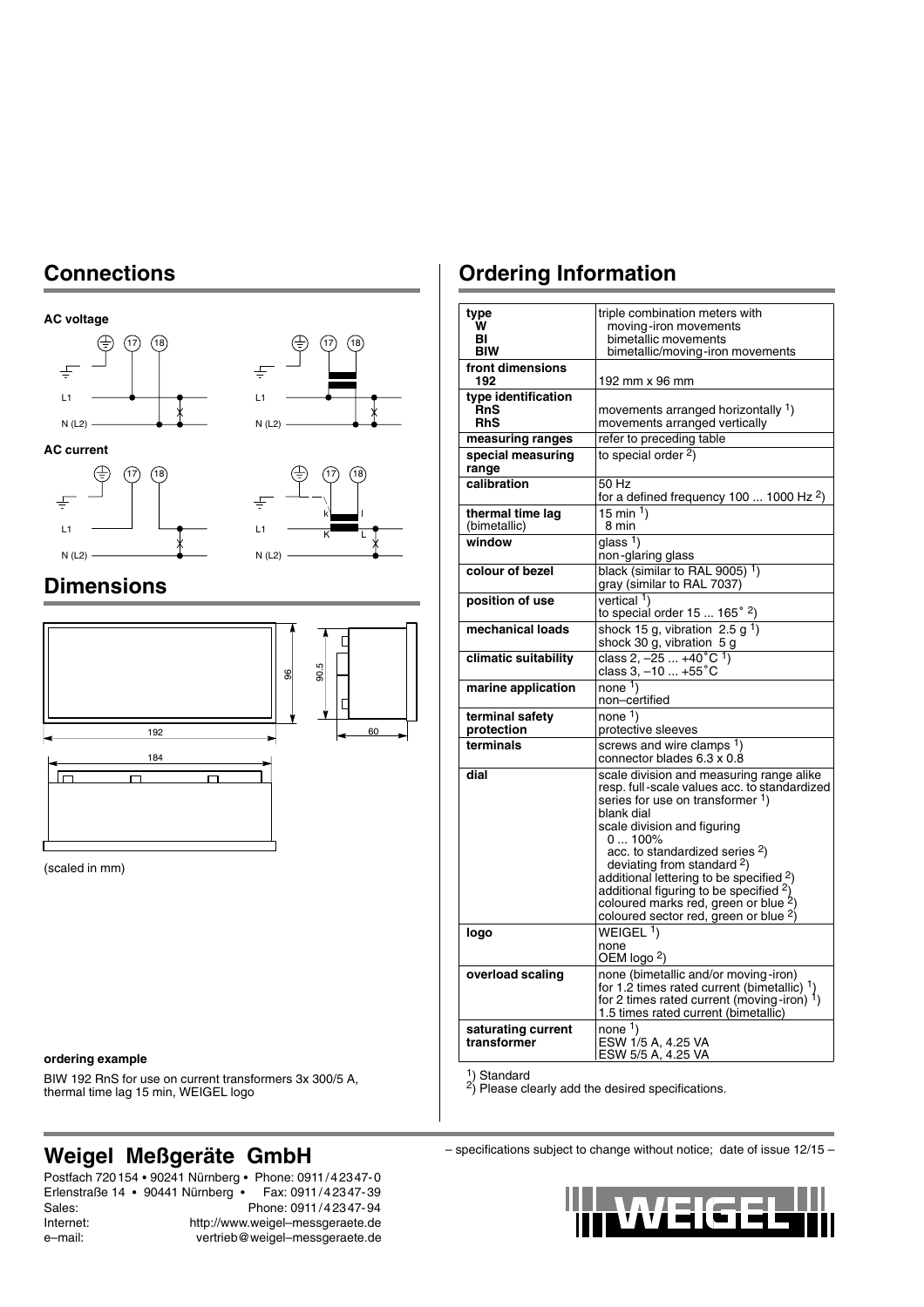## Connections

**AC voltage**

17 18

L1

N (L2)

17 18

L1

N (L2)

**AC current**

17 18

L1

N (L2)

17 18

k l

K L

L1

N (L2)

## Dimensions

96

90.5

192

60

184

(scaled in mm)

**ordering example**

BIW 192 RnS for use on current transformers 3x 300/5 A, thermal time lag 15 min, WEIGEL logo

## Ordering Information

| | |
|---|---|
| **type**<br>**W**<br>**BI**<br>**BIW** | triple combination meters with<br>moving-iron movements<br>bimetallic movements<br>bimetallic/moving-iron movements |
| **front dimensions**<br>**192** | <br>192 mm x 96 mm |
| **type identification**<br>**RnS**<br>**RhS** | <br>movements arranged horizontally [1])<br>movements arranged vertically |
| **measuring ranges** | refer to preceding table |
| **special measuring range** | to special order [2]) |
| **calibration** | 50 Hz<br>for a defined frequency 100 ... 1000 Hz [2]) |
| **thermal time lag** (bimetallic) | 15 min [1])<br>8 min |
| **window** | glass [1])<br>non-glaring glass |
| **colour of bezel** | black (similar to RAL 9005) [1])<br>gray (similar to RAL 7037) |
| **position of use** | vertical [1])<br>to special order 15 ... 165° [2]) |
| **mechanical loads** | shock 15 g, vibration 2.5 g [1])<br>shock 30 g, vibration 5 g |
| **climatic suitability** | class 2, –25 ... +40°C [1])<br>class 3, –10 ... +55°C |
| **marine application** | none [1])<br>non–certified |
| **terminal safety protection** | none [1])<br>protective sleeves |
| **terminals** | screws and wire clamps [1])<br>connector blades 6.3 x 0.8 |
| **dial** | scale division and measuring range alike resp. full-scale values acc. to standardized series for use on transformer [1])<br>blank dial<br>scale division and figuring<br>0 ... 100%<br>acc. to standardized series [2])<br>deviating from standard [2])<br>additional lettering to be specified [2])<br>additional figuring to be specified [2])<br>coloured marks red, green or blue [2])<br>coloured sector red, green or blue [2]) |
| **logo** | WEIGEL [1])<br>none<br>OEM logo [2]) |
| **overload scaling** | none (bimetallic and/or moving-iron)<br>for 1.2 times rated current (bimetallic) [1])<br>for 2 times rated current (moving-iron) [1])<br>1.5 times rated current (bimetallic) |
| **saturating current transformer** | none [1])<br>ESW 1/5 A, 4.25 VA<br>ESW 5/5 A, 4.25 VA |

[1]) Standard
[2]) Please clearly add the desired specifications.

## Weigel Meßgeräte GmbH

Postfach 720 154 • 90241 Nürnberg • Phone: 0911 / 4 23 47- 0
Erlenstraße 14 • 90441 Nürnberg • Fax: 0911 / 4 23 47- 39
Sales: Phone: 0911 / 4 23 47- 94
Internet: http://www.weigel–messgeraete.de
e–mail: vertrieb@weigel–messgeraete.de

– specifications subject to change without notice; date of issue 12/15 –

WEIGEL